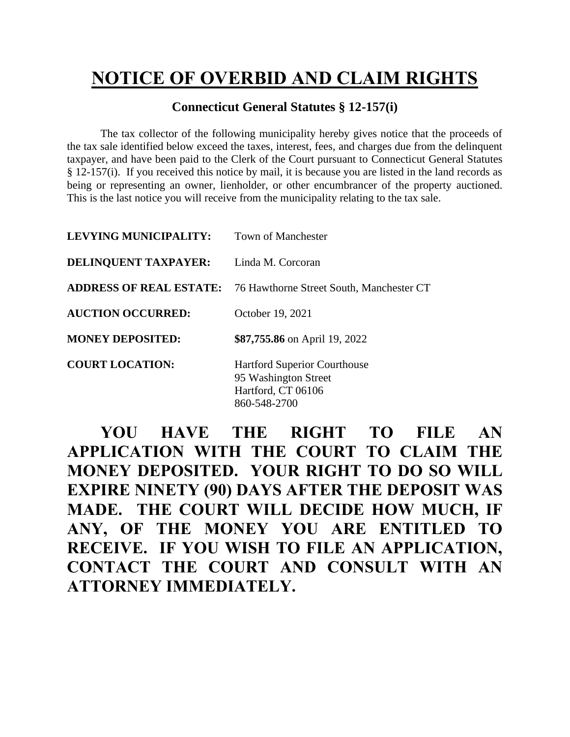# NOTICE OF OVERBID AND CLAIM RIGHTS

**Connecticut General Statutes § 12-157(i)**

The tax collector of the following municipality hereby gives notice that the proceeds of the tax sale identified below exceed the taxes, interest, fees, and charges due from the delinquent taxpayer, and have been paid to the Clerk of the Court pursuant to Connecticut General Statutes § 12-157(i). If you received this notice by mail, it is because you are listed in the land records as being or representing an owner, lienholder, or other encumbrancer of the property auctioned. This is the last notice you will receive from the municipality relating to the tax sale.

**LEVYING MUNICIPALITY:** Town of Manchester

**DELINQUENT TAXPAYER:** Linda M. Corcoran

**ADDRESS OF REAL ESTATE:** 76 Hawthorne Street South, Manchester CT

**AUCTION OCCURRED:** October 19, 2021

**MONEY DEPOSITED:** **$87,755.86** on April 19, 2022

**COURT LOCATION:** Hartford Superior Courthouse
95 Washington Street
Hartford, CT 06106
860-548-2700

**YOU HAVE THE RIGHT TO FILE AN APPLICATION WITH THE COURT TO CLAIM THE MONEY DEPOSITED. YOUR RIGHT TO DO SO WILL EXPIRE NINETY (90) DAYS AFTER THE DEPOSIT WAS MADE. THE COURT WILL DECIDE HOW MUCH, IF ANY, OF THE MONEY YOU ARE ENTITLED TO RECEIVE. IF YOU WISH TO FILE AN APPLICATION, CONTACT THE COURT AND CONSULT WITH AN ATTORNEY IMMEDIATELY.**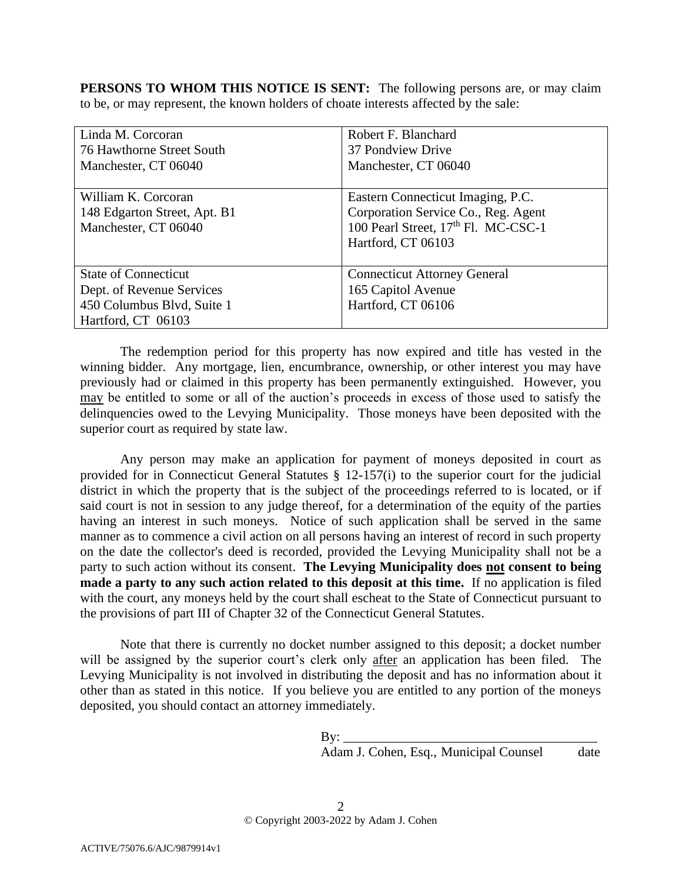**PERSONS TO WHOM THIS NOTICE IS SENT:** The following persons are, or may claim to be, or may represent, the known holders of choate interests affected by the sale:

| | |
|---|---|
| Linda M. Corcoran<br>76 Hawthorne Street South<br>Manchester, CT 06040 | Robert F. Blanchard<br>37 Pondview Drive<br>Manchester, CT 06040 |
| William K. Corcoran<br>148 Edgarton Street, Apt. B1<br>Manchester, CT 06040 | Eastern Connecticut Imaging, P.C.<br>Corporation Service Co., Reg. Agent<br>100 Pearl Street, 17th Fl. MC-CSC-1<br>Hartford, CT 06103 |
| State of Connecticut<br>Dept. of Revenue Services<br>450 Columbus Blvd, Suite 1<br>Hartford, CT 06103 | Connecticut Attorney General<br>165 Capitol Avenue<br>Hartford, CT 06106 |

The redemption period for this property has now expired and title has vested in the winning bidder. Any mortgage, lien, encumbrance, ownership, or other interest you may have previously had or claimed in this property has been permanently extinguished. However, you may be entitled to some or all of the auction's proceeds in excess of those used to satisfy the delinquencies owed to the Levying Municipality. Those moneys have been deposited with the superior court as required by state law.

Any person may make an application for payment of moneys deposited in court as provided for in Connecticut General Statutes § 12-157(i) to the superior court for the judicial district in which the property that is the subject of the proceedings referred to is located, or if said court is not in session to any judge thereof, for a determination of the equity of the parties having an interest in such moneys. Notice of such application shall be served in the same manner as to commence a civil action on all persons having an interest of record in such property on the date the collector's deed is recorded, provided the Levying Municipality shall not be a party to such action without its consent. **The Levying Municipality does not consent to being made a party to any such action related to this deposit at this time.** If no application is filed with the court, any moneys held by the court shall escheat to the State of Connecticut pursuant to the provisions of part III of Chapter 32 of the Connecticut General Statutes.

Note that there is currently no docket number assigned to this deposit; a docket number will be assigned by the superior court's clerk only after an application has been filed. The Levying Municipality is not involved in distributing the deposit and has no information about it other than as stated in this notice. If you believe you are entitled to any portion of the moneys deposited, you should contact an attorney immediately.

By: ______________________________________

Adam J. Cohen, Esq., Municipal Counsel date

© Copyright 2003-2022 by Adam J. Cohen

ACTIVE/75076.6/AJC/9879914v1